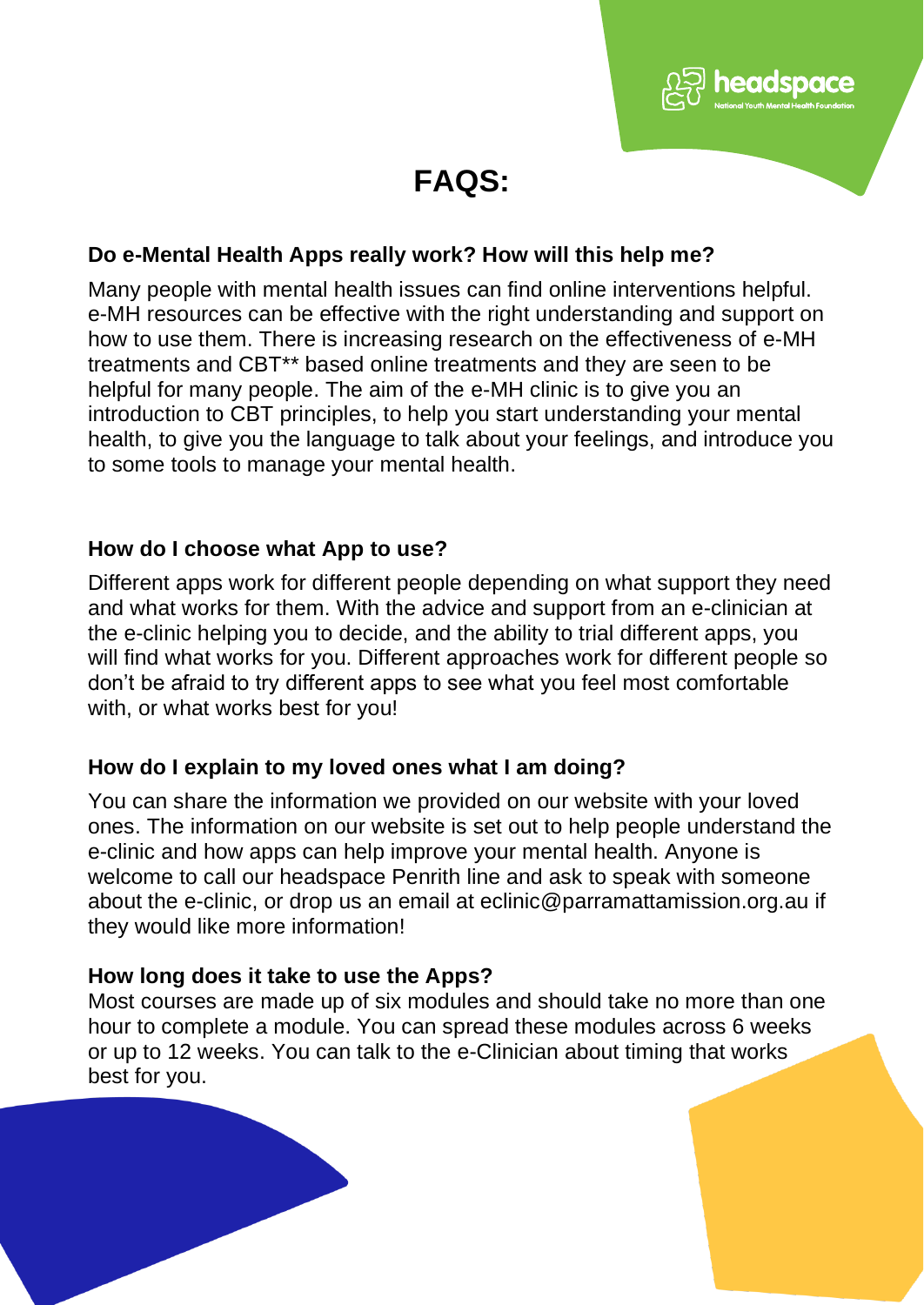# FAQS:

### Do e-Mental Health Apps really work? How will this help me?

Many people with mental health issues can find online interventions helpful. e-MH resources can be effective with the right understanding and support on how to use them. There is increasing research on the effectiveness of e-MH treatments and CBT** based online treatments and they are seen to be helpful for many people. The aim of the e-MH clinic is to give you an introduction to CBT principles, to help you start understanding your mental health, to give you the language to talk about your feelings, and introduce you to some tools to manage your mental health.

### How do I choose what App to use?

Different apps work for different people depending on what support they need and what works for them. With the advice and support from an e-clinician at the e-clinic helping you to decide, and the ability to trial different apps, you will find what works for you. Different approaches work for different people so don't be afraid to try different apps to see what you feel most comfortable with, or what works best for you!

### How do I explain to my loved ones what I am doing?

You can share the information we provided on our website with your loved ones. The information on our website is set out to help people understand the e-clinic and how apps can help improve your mental health. Anyone is welcome to call our headspace Penrith line and ask to speak with someone about the e-clinic, or drop us an email at eclinic@parramattamission.org.au if they would like more information!

### How long does it take to use the Apps?

Most courses are made up of six modules and should take no more than one hour to complete a module. You can spread these modules across 6 weeks or up to 12 weeks. You can talk to the e-Clinician about timing that works best for you.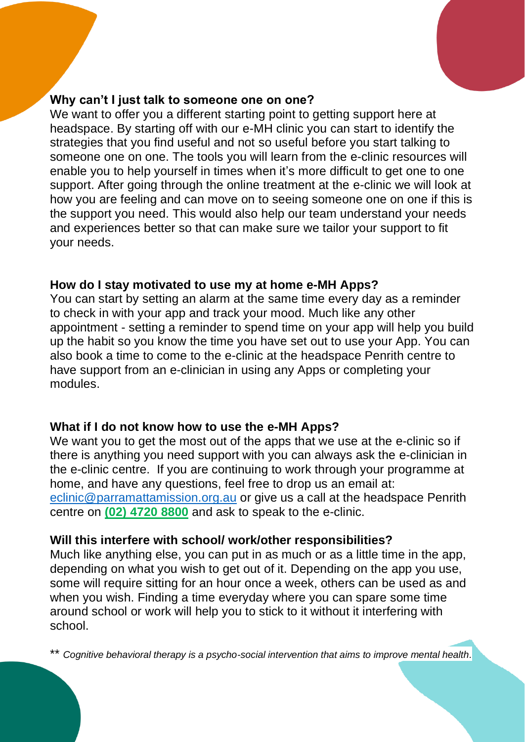**Why can't I just talk to someone one on one?**

We want to offer you a different starting point to getting support here at headspace. By starting off with our e-MH clinic you can start to identify the strategies that you find useful and not so useful before you start talking to someone one on one. The tools you will learn from the e-clinic resources will enable you to help yourself in times when it's more difficult to get one to one support. After going through the online treatment at the e-clinic we will look at how you are feeling and can move on to seeing someone one on one if this is the support you need. This would also help our team understand your needs and experiences better so that can make sure we tailor your support to fit your needs.

**How do I stay motivated to use my at home e-MH Apps?**

You can start by setting an alarm at the same time every day as a reminder to check in with your app and track your mood. Much like any other appointment - setting a reminder to spend time on your app will help you build up the habit so you know the time you have set out to use your App. You can also book a time to come to the e-clinic at the headspace Penrith centre to have support from an e-clinician in using any Apps or completing your modules.

**What if I do not know how to use the e-MH Apps?**

We want you to get the most out of the apps that we use at the e-clinic so if there is anything you need support with you can always ask the e-clinician in the e-clinic centre. If you are continuing to work through your programme at home, and have any questions, feel free to drop us an email at: eclinic@parramattamission.org.au or give us a call at the headspace Penrith centre on **(02) 4720 8800** and ask to speak to the e-clinic.

**Will this interfere with school/ work/other responsibilities?**

Much like anything else, you can put in as much or as a little time in the app, depending on what you wish to get out of it. Depending on the app you use, some will require sitting for an hour once a week, others can be used as and when you wish. Finding a time everyday where you can spare some time around school or work will help you to stick to it without it interfering with school.

** *Cognitive behavioral therapy is a psycho-social intervention that aims to improve mental health.*